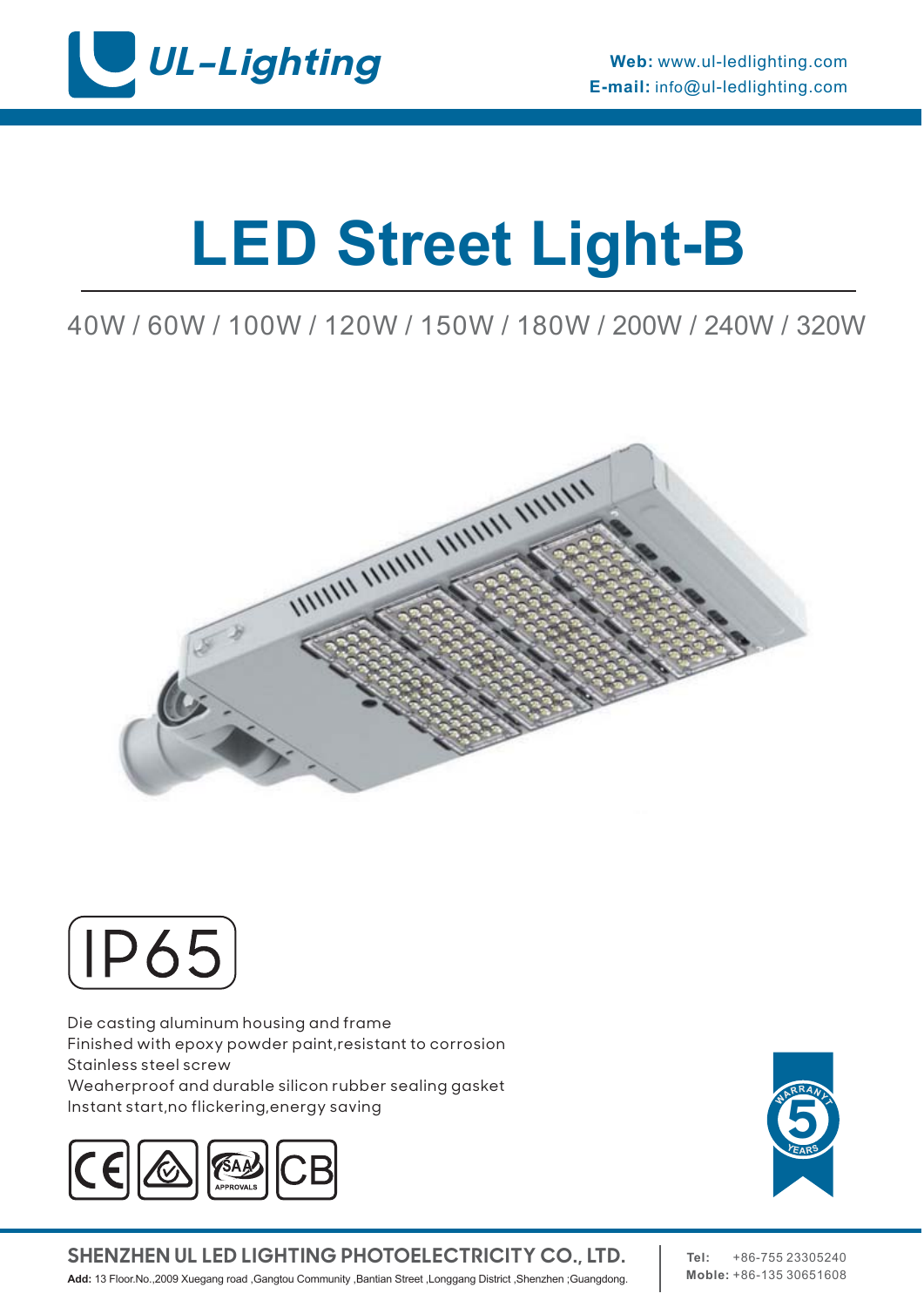UL-Lighting

**Web:** www.ul-ledlighting.com
**E-mail:** info@ul-ledlighting.com

# LED Street Light-B

40W / 60W / 100W / 120W / 150W / 180W / 200W / 240W / 320W

IP65

Die casting aluminum housing and frame
Finished with epoxy powder paint,resistant to corrosion
Stainless steel screw
Weaherproof and durable silicon rubber sealing gasket
Instant start,no flickering,energy saving

CE SAA APPROVALS CB

WARRANTY 5 YEARS

**SHENZHEN UL LED LIGHTING PHOTOELECTRICITY CO., LTD.**

**Add:** 13 Floor.No.,2009 Xuegang road ,Gangtou Community ,Bantian Street ,Longgang District ,Shenzhen ;Guangdong.

**Tel:** +86-755 23305240
**Moble:** +86-135 30651608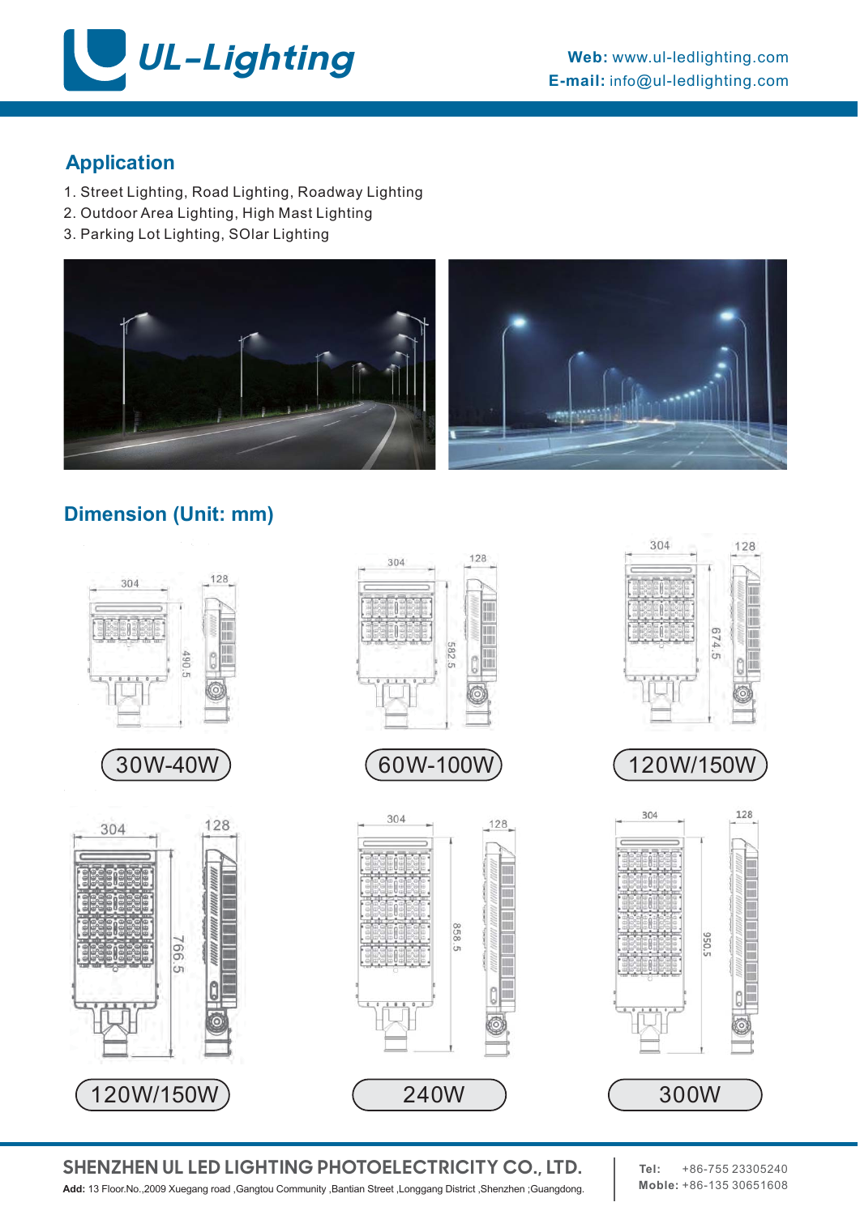## Application

1. Street Lighting, Road Lighting, Roadway Lighting
2. Outdoor Area Lighting, High Mast Lighting
3. Parking Lot Lighting, SOlar Lighting

## Dimension (Unit: mm)

| Model | Width | Depth | Length |
|---|---|---|---|
| 30W-40W | 304 | 128 | 490.5 |
| 60W-100W | 304 | 128 | 582.5 |
| 120W/150W | 304 | 128 | 674.5 |
| 120W/150W | 304 | 128 | 766.5 |
| 240W | 304 | 128 | 858.5 |
| 300W | 304 | 128 | 950.5 |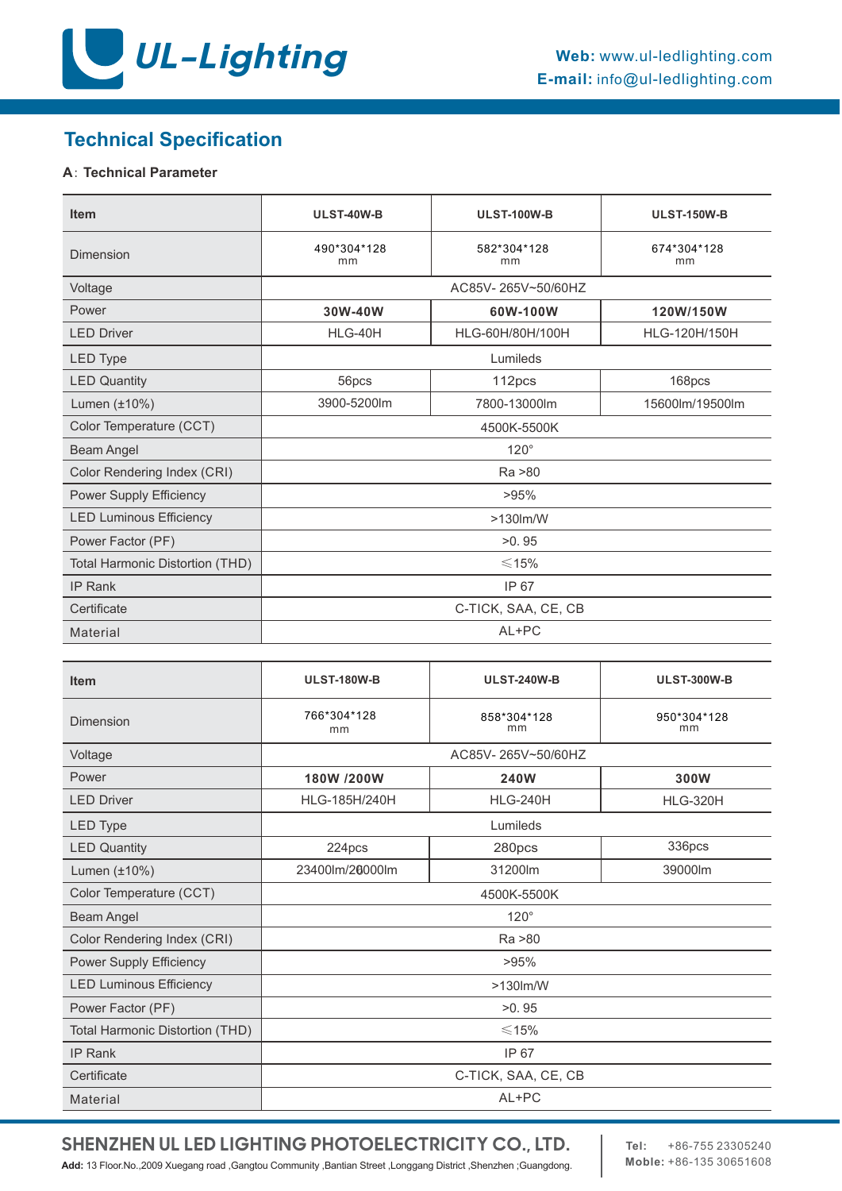## Technical Specification

**A: Technical Parameter**

| Item | ULST-40W-B | ULST-100W-B | ULST-150W-B |
|---|---|---|---|
| Dimension | 490*304*128 mm | 582*304*128 mm | 674*304*128 mm |
| Voltage | AC85V- 265V~50/60HZ | | |
| Power | **30W-40W** | **60W-100W** | **120W/150W** |
| LED Driver | HLG-40H | HLG-60H/80H/100H | HLG-120H/150H |
| LED Type | Lumileds | | |
| LED Quantity | 56pcs | 112pcs | 168pcs |
| Lumen (±10%) | 3900-5200lm | 7800-13000lm | 15600lm/19500lm |
| Color Temperature (CCT) | 4500K-5500K | | |
| Beam Angel | 120° | | |
| Color Rendering Index (CRI) | Ra >80 | | |
| Power Supply Efficiency | >95% | | |
| LED Luminous Efficiency | >130lm/W | | |
| Power Factor (PF) | >0. 95 | | |
| Total Harmonic Distortion (THD) | ≤15% | | |
| IP Rank | IP 67 | | |
| Certificate | C-TICK, SAA, CE, CB | | |
| Material | AL+PC | | |

| Item | ULST-180W-B | ULST-240W-B | ULST-300W-B |
|---|---|---|---|
| Dimension | 766*304*128 mm | 858*304*128 mm | 950*304*128 mm |
| Voltage | AC85V- 265V~50/60HZ | | |
| Power | **180W /200W** | **240W** | **300W** |
| LED Driver | HLG-185H/240H | HLG-240H | HLG-320H |
| LED Type | Lumileds | | |
| LED Quantity | 224pcs | 280pcs | 336pcs |
| Lumen (±10%) | 23400lm/26000lm | 31200lm | 39000lm |
| Color Temperature (CCT) | 4500K-5500K | | |
| Beam Angel | 120° | | |
| Color Rendering Index (CRI) | Ra >80 | | |
| Power Supply Efficiency | >95% | | |
| LED Luminous Efficiency | >130lm/W | | |
| Power Factor (PF) | >0. 95 | | |
| Total Harmonic Distortion (THD) | ≤15% | | |
| IP Rank | IP 67 | | |
| Certificate | C-TICK, SAA, CE, CB | | |
| Material | AL+PC | | |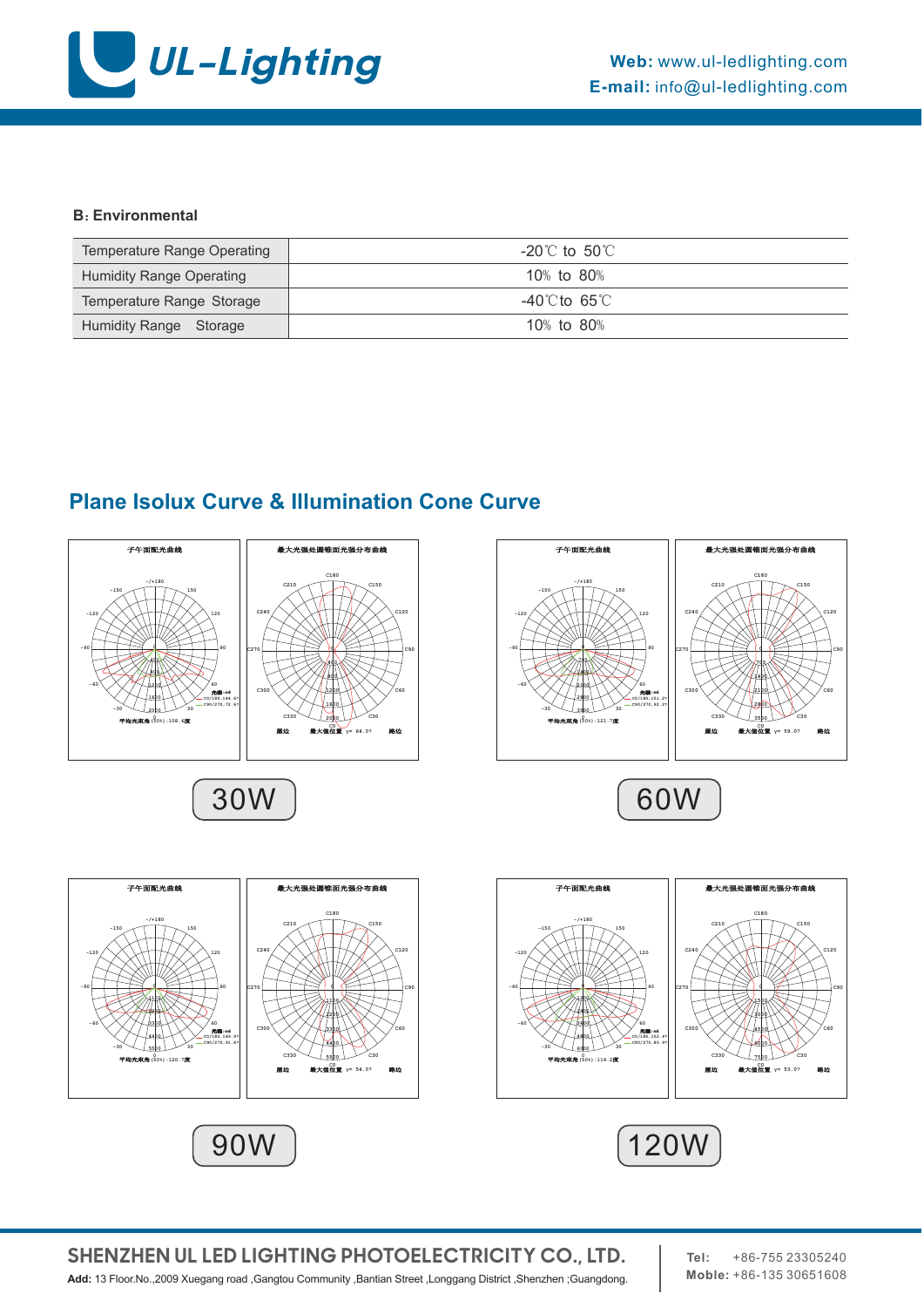**B: Environmental**

| | |
|---|---|
| Temperature Range Operating | -20℃ to 50℃ |
| Humidity Range Operating | 10% to 80% |
| Temperature Range Storage | -40℃to 65℃ |
| Humidity Range Storage | 10% to 80% |

## Plane Isolux Curve & Illumination Cone Curve

子午面配光曲线

最大光强处圆锥面光强分布曲线

30W

子午面配光曲线

最大光强处圆锥面光强分布曲线

60W

子午面配光曲线

最大光强处圆锥面光强分布曲线

90W

子午面配光曲线

最大光强处圆锥面光强分布曲线

120W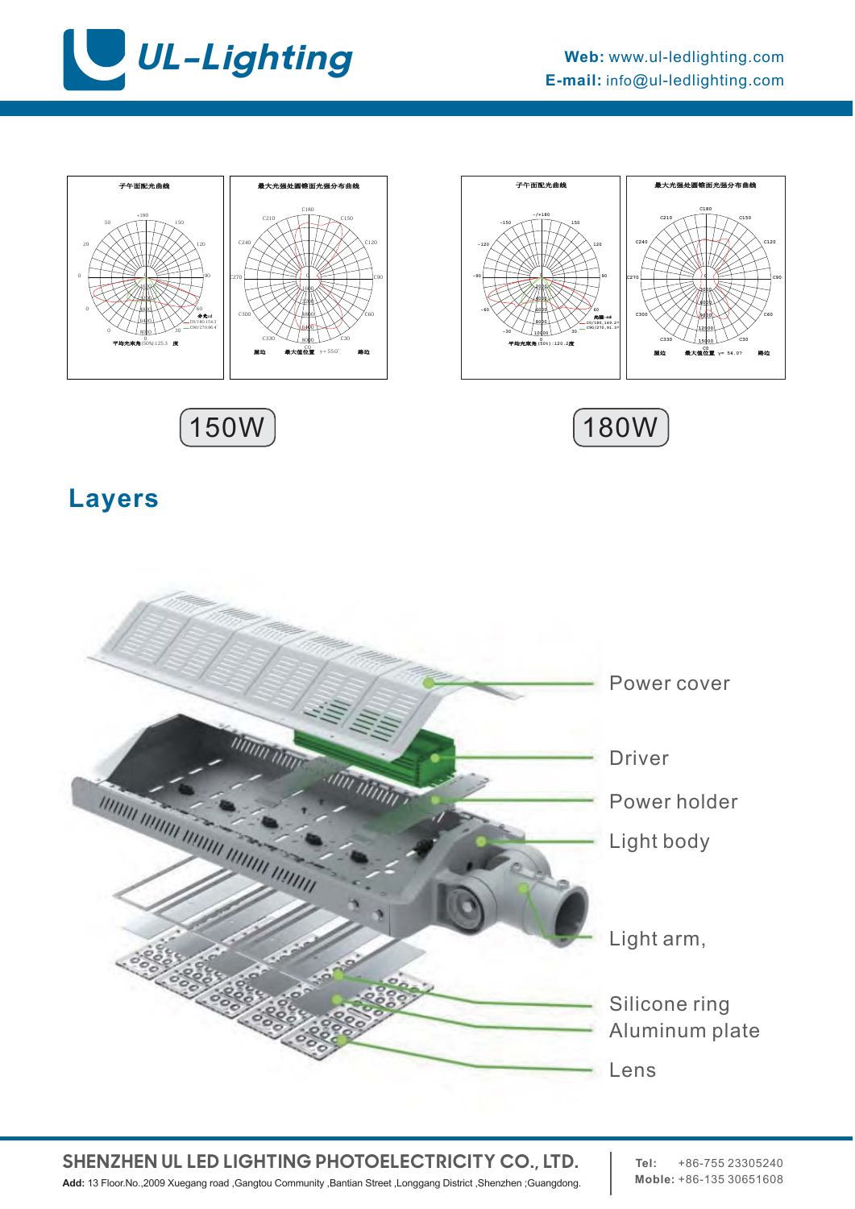150W

180W

## Layers

Power cover

Driver

Power holder

Light body

Light arm,

Silicone ring

Aluminum plate

Lens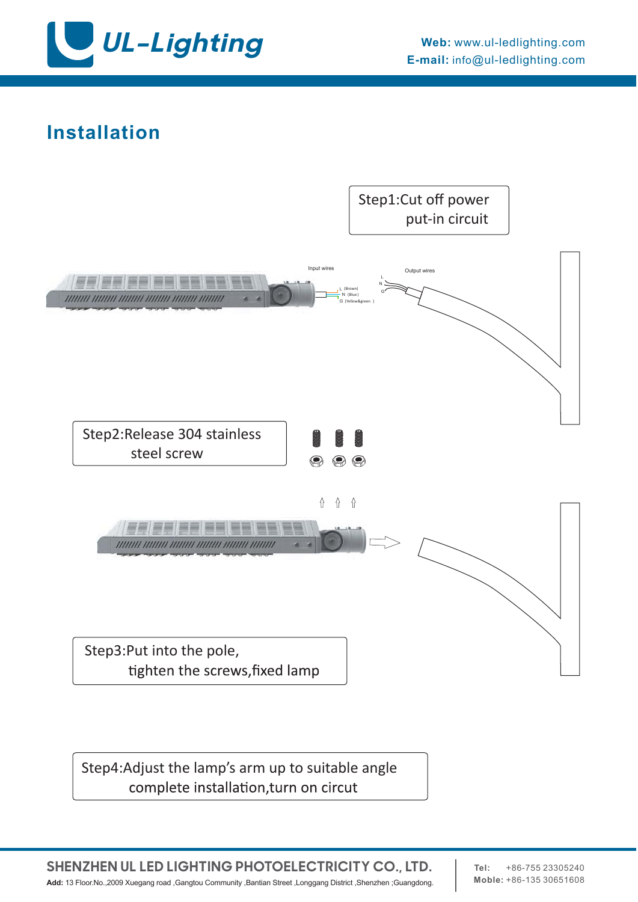## Installation

Step1:Cut off power put-in circuit

Input wires

L (Brown)
N (Blue)
G (Yellow&green)

Output wires

L
N
G

Step2:Release 304 stainless steel screw

Step3:Put into the pole, tighten the screws,fixed lamp

Step4:Adjust the lamp's arm up to suitable angle complete installation,turn on circut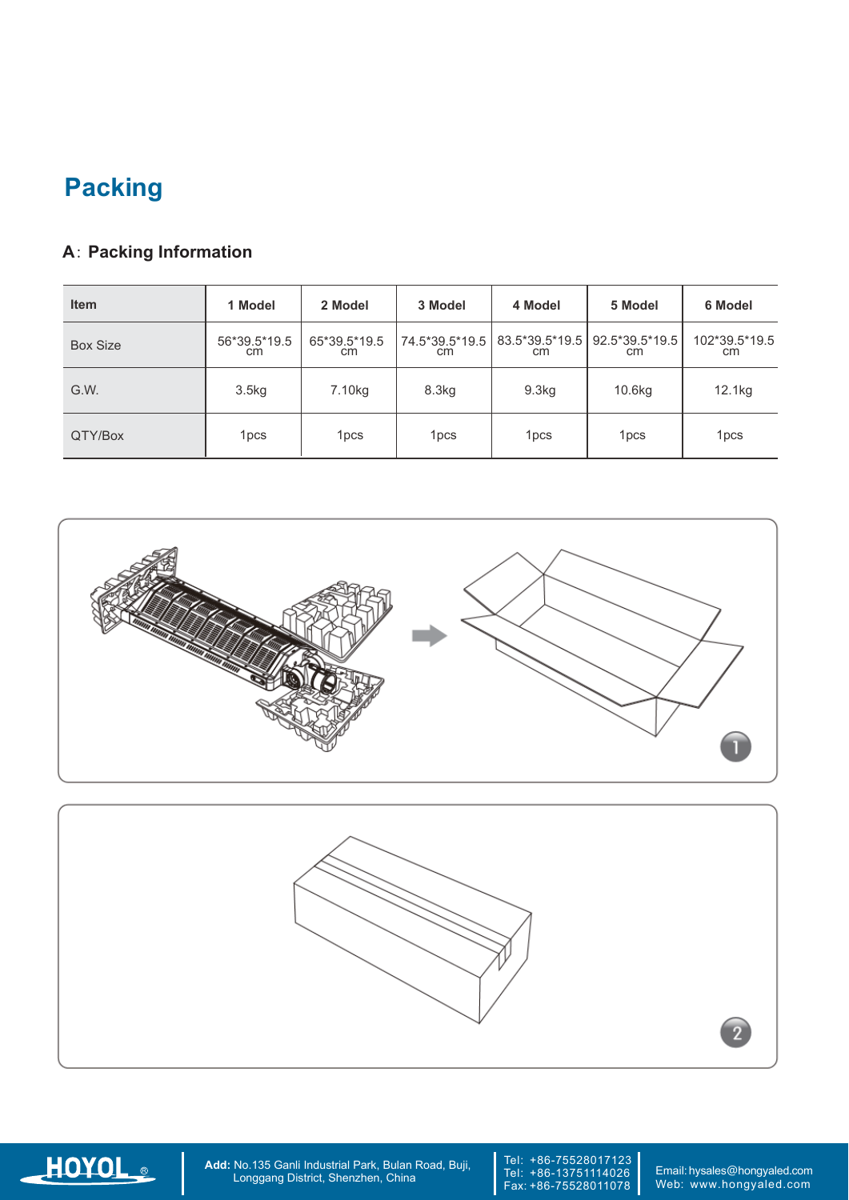# Packing

## A: Packing Information

| Item | 1 Model | 2 Model | 3 Model | 4 Model | 5 Model | 6 Model |
|---|---|---|---|---|---|---|
| Box Size | 56*39.5*19.5 cm | 65*39.5*19.5 cm | 74.5*39.5*19.5 cm | 83.5*39.5*19.5 cm | 92.5*39.5*19.5 cm | 102*39.5*19.5 cm |
| G.W. | 3.5kg | 7.10kg | 8.3kg | 9.3kg | 10.6kg | 12.1kg |
| QTY/Box | 1pcs | 1pcs | 1pcs | 1pcs | 1pcs | 1pcs |

1

2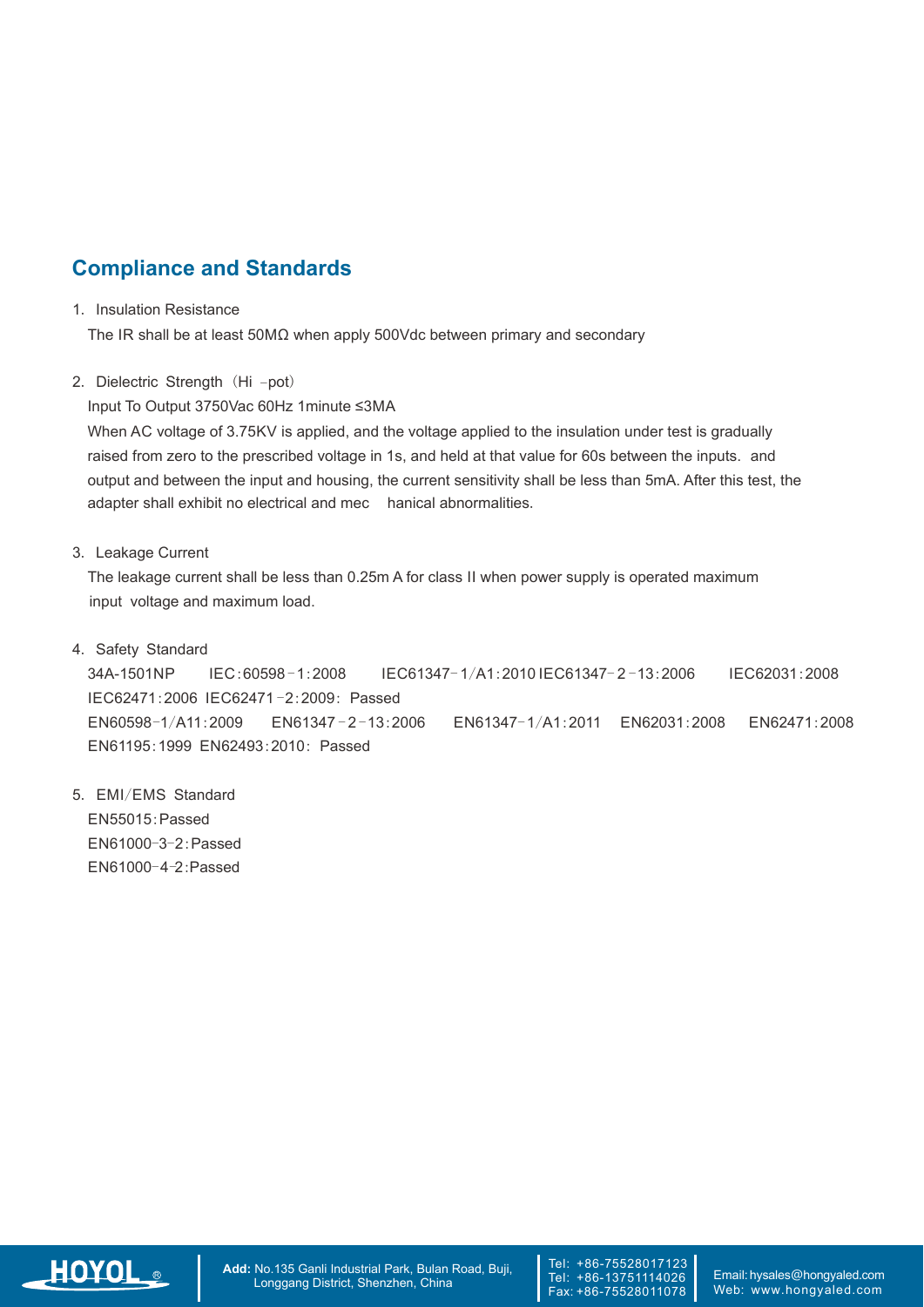## Compliance and Standards

1. Insulation Resistance

   The IR shall be at least 50MΩ when apply 500Vdc between primary and secondary

2. Dielectric Strength（Hi –pot）

   Input To Output 3750Vac 60Hz 1minute ≤3MA

   When AC voltage of 3.75KV is applied, and the voltage applied to the insulation under test is gradually raised from zero to the prescribed voltage in 1s, and held at that value for 60s between the inputs. and output and between the input and housing, the current sensitivity shall be less than 5mA. After this test, the adapter shall exhibit no electrical and mec hanical abnormalities.

3. Leakage Current

   The leakage current shall be less than 0.25m A for class II when power supply is operated maximum input voltage and maximum load.

4. Safety Standard

   34A-1501NP IEC:60598-1:2008 IEC61347-1/A1:2010 IEC61347-2-13:2006 IEC62031:2008 IEC62471:2006 IEC62471-2:2009: Passed

   EN60598-1/A11:2009 EN61347-2-13:2006 EN61347-1/A1:2011 EN62031:2008 EN62471:2008 EN61195:1999 EN62493:2010: Passed

5. EMI/EMS Standard

   EN55015:Passed

   EN61000-3-2:Passed

   EN61000-4-2:Passed

HOYOL®

**Add:** No.135 Ganli Industrial Park, Bulan Road, Buji, Longgang District, Shenzhen, China

Tel: +86-75528017123
Tel: +86-13751114026
Fax: +86-75528011078

Email: hysales@hongyaled.com
Web: www.hongyaled.com